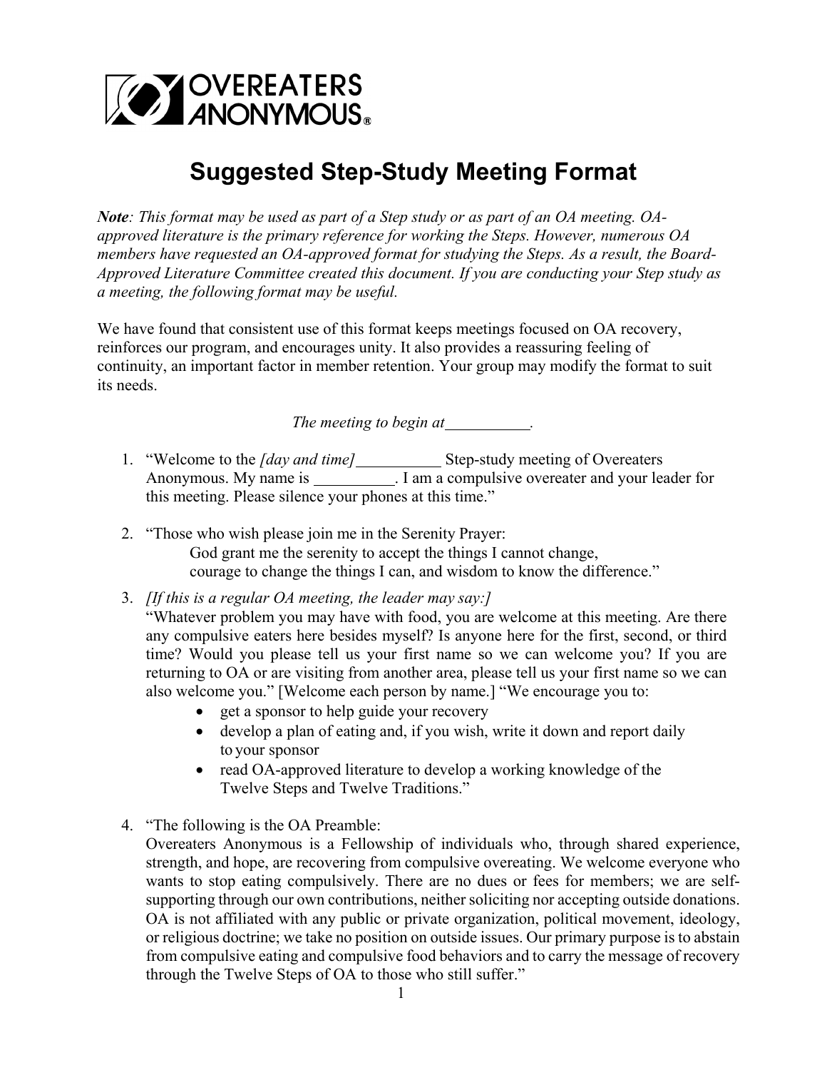OVEREATERS ANONYMOUS®

# Suggested Step-Study Meeting Format

***Note**: This format may be used as part of a Step study or as part of an OA meeting. OA-approved literature is the primary reference for working the Steps. However, numerous OA members have requested an OA-approved format for studying the Steps. As a result, the Board-Approved Literature Committee created this document. If you are conducting your Step study as a meeting, the following format may be useful.*

We have found that consistent use of this format keeps meetings focused on OA recovery, reinforces our program, and encourages unity. It also provides a reassuring feeling of continuity, an important factor in member retention. Your group may modify the format to suit its needs.

*The meeting to begin at__________.*

1. "Welcome to the *[day and time]*__________ Step-study meeting of Overeaters Anonymous. My name is __________. I am a compulsive overeater and your leader for this meeting. Please silence your phones at this time."

2. "Those who wish please join me in the Serenity Prayer:
   God grant me the serenity to accept the things I cannot change,
   courage to change the things I can, and wisdom to know the difference."

3. *[If this is a regular OA meeting, the leader may say:]*
   "Whatever problem you may have with food, you are welcome at this meeting. Are there any compulsive eaters here besides myself? Is anyone here for the first, second, or third time? Would you please tell us your first name so we can welcome you? If you are returning to OA or are visiting from another area, please tell us your first name so we can also welcome you." [Welcome each person by name.] "We encourage you to:
   - get a sponsor to help guide your recovery
   - develop a plan of eating and, if you wish, write it down and report daily to your sponsor
   - read OA-approved literature to develop a working knowledge of the Twelve Steps and Twelve Traditions."

4. "The following is the OA Preamble:
   Overeaters Anonymous is a Fellowship of individuals who, through shared experience, strength, and hope, are recovering from compulsive overeating. We welcome everyone who wants to stop eating compulsively. There are no dues or fees for members; we are self-supporting through our own contributions, neither soliciting nor accepting outside donations. OA is not affiliated with any public or private organization, political movement, ideology, or religious doctrine; we take no position on outside issues. Our primary purpose is to abstain from compulsive eating and compulsive food behaviors and to carry the message of recovery through the Twelve Steps of OA to those who still suffer."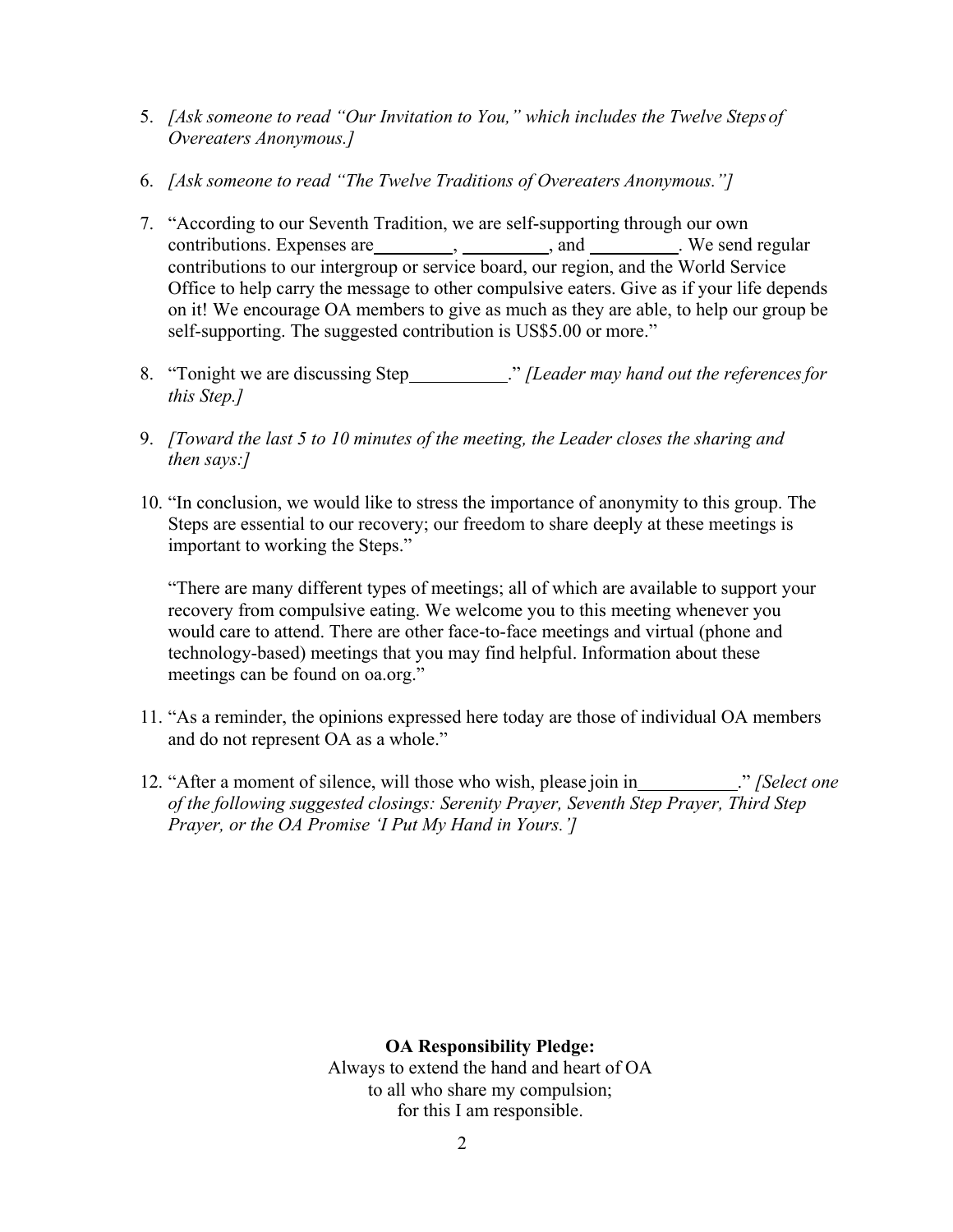5. *[Ask someone to read "Our Invitation to You," which includes the Twelve Steps of Overeaters Anonymous.]*

6. *[Ask someone to read "The Twelve Traditions of Overeaters Anonymous."]*

7. "According to our Seventh Tradition, we are self-supporting through our own contributions. Expenses are________, _________, and _________. We send regular contributions to our intergroup or service board, our region, and the World Service Office to help carry the message to other compulsive eaters. Give as if your life depends on it! We encourage OA members to give as much as they are able, to help our group be self-supporting. The suggested contribution is US$5.00 or more."

8. "Tonight we are discussing Step__________." *[Leader may hand out the references for this Step.]*

9. *[Toward the last 5 to 10 minutes of the meeting, the Leader closes the sharing and then says:]*

10. "In conclusion, we would like to stress the importance of anonymity to this group. The Steps are essential to our recovery; our freedom to share deeply at these meetings is important to working the Steps."

    "There are many different types of meetings; all of which are available to support your recovery from compulsive eating. We welcome you to this meeting whenever you would care to attend. There are other face-to-face meetings and virtual (phone and technology-based) meetings that you may find helpful. Information about these meetings can be found on oa.org."

11. "As a reminder, the opinions expressed here today are those of individual OA members and do not represent OA as a whole."

12. "After a moment of silence, will those who wish, please join in__________." *[Select one of the following suggested closings: Serenity Prayer, Seventh Step Prayer, Third Step Prayer, or the OA Promise 'I Put My Hand in Yours.']*

**OA Responsibility Pledge:**
Always to extend the hand and heart of OA
to all who share my compulsion;
for this I am responsible.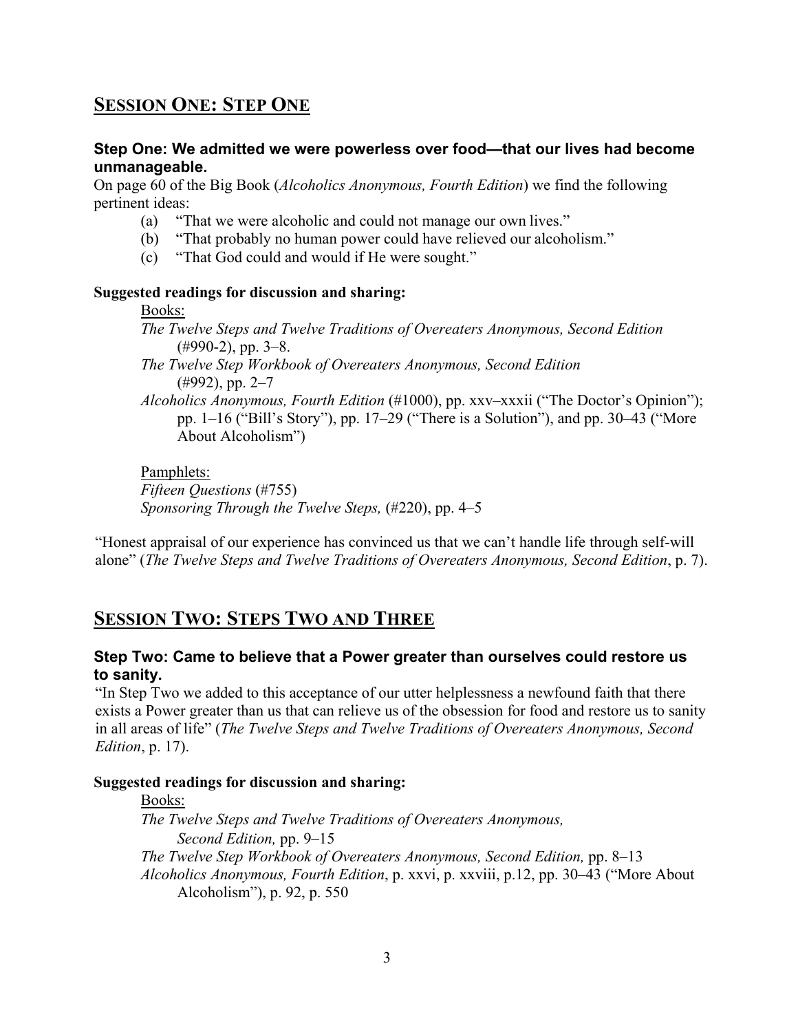## SESSION ONE: STEP ONE

### Step One: We admitted we were powerless over food—that our lives had become unmanageable.

On page 60 of the Big Book (*Alcoholics Anonymous, Fourth Edition*) we find the following pertinent ideas:

- (a) "That we were alcoholic and could not manage our own lives."
- (b) "That probably no human power could have relieved our alcoholism."
- (c) "That God could and would if He were sought."

**Suggested readings for discussion and sharing:**

Books:

*The Twelve Steps and Twelve Traditions of Overeaters Anonymous, Second Edition* (#990-2), pp. 3–8.

*The Twelve Step Workbook of Overeaters Anonymous, Second Edition* (#992), pp. 2–7

*Alcoholics Anonymous, Fourth Edition* (#1000), pp. xxv–xxxii ("The Doctor's Opinion"); pp. 1–16 ("Bill's Story"), pp. 17–29 ("There is a Solution"), and pp. 30–43 ("More About Alcoholism")

Pamphlets:

*Fifteen Questions* (#755)

*Sponsoring Through the Twelve Steps,* (#220), pp. 4–5

"Honest appraisal of our experience has convinced us that we can't handle life through self-will alone" (*The Twelve Steps and Twelve Traditions of Overeaters Anonymous, Second Edition*, p. 7).

## SESSION TWO: STEPS TWO AND THREE

### Step Two: Came to believe that a Power greater than ourselves could restore us to sanity.

"In Step Two we added to this acceptance of our utter helplessness a newfound faith that there exists a Power greater than us that can relieve us of the obsession for food and restore us to sanity in all areas of life" (*The Twelve Steps and Twelve Traditions of Overeaters Anonymous, Second Edition*, p. 17).

**Suggested readings for discussion and sharing:**

Books:

*The Twelve Steps and Twelve Traditions of Overeaters Anonymous, Second Edition,* pp. 9–15

*The Twelve Step Workbook of Overeaters Anonymous, Second Edition,* pp. 8–13

*Alcoholics Anonymous, Fourth Edition*, p. xxvi, p. xxviii, p.12, pp. 30–43 ("More About Alcoholism"), p. 92, p. 550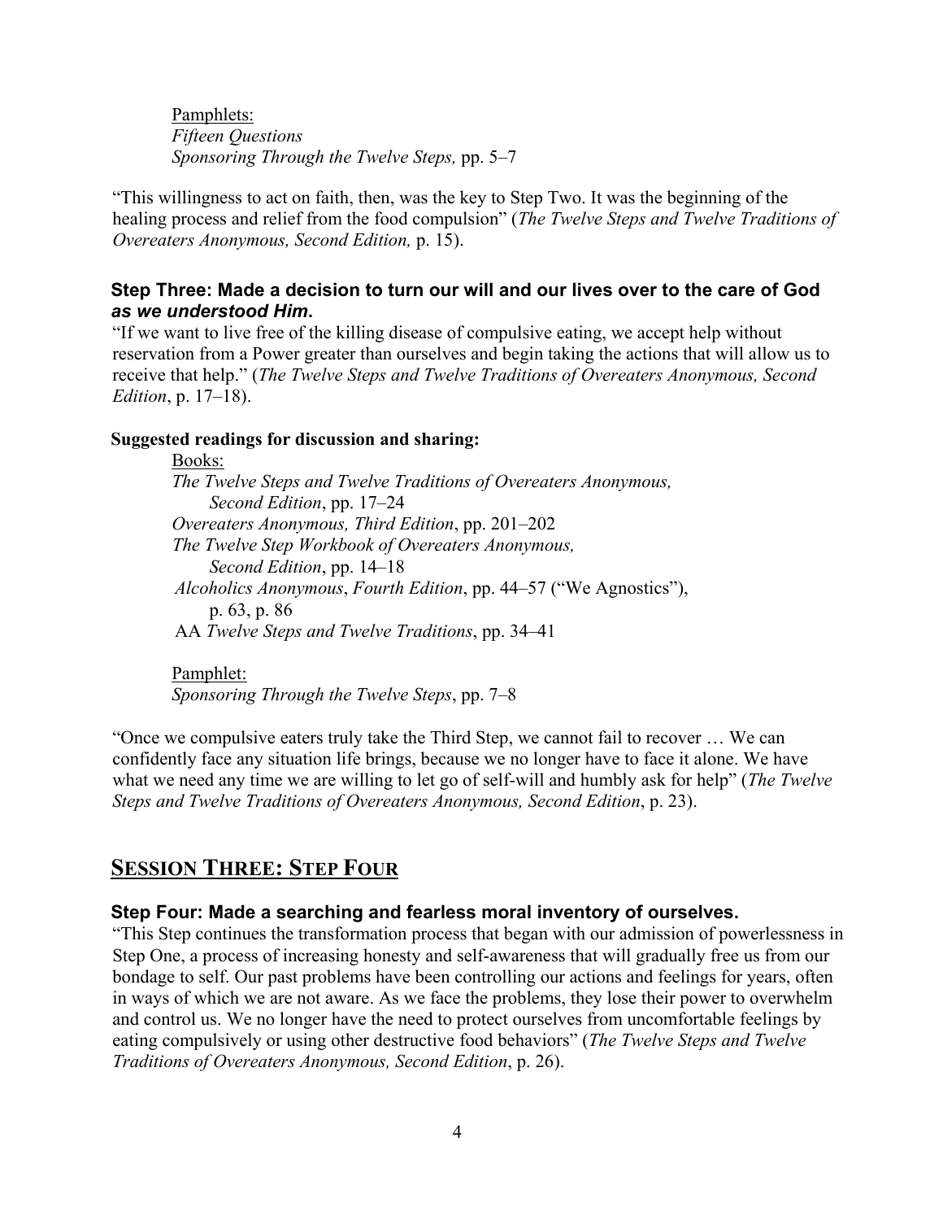Pamphlets:

*Fifteen Questions*

*Sponsoring Through the Twelve Steps,* pp. 5–7

"This willingness to act on faith, then, was the key to Step Two. It was the beginning of the healing process and relief from the food compulsion" (*The Twelve Steps and Twelve Traditions of Overeaters Anonymous, Second Edition,* p. 15).

### Step Three: Made a decision to turn our will and our lives over to the care of God ***as we understood Him*****.**

"If we want to live free of the killing disease of compulsive eating, we accept help without reservation from a Power greater than ourselves and begin taking the actions that will allow us to receive that help." (*The Twelve Steps and Twelve Traditions of Overeaters Anonymous, Second Edition*, p. 17–18).

**Suggested readings for discussion and sharing:**

Books:

*The Twelve Steps and Twelve Traditions of Overeaters Anonymous, Second Edition*, pp. 17–24

*Overeaters Anonymous, Third Edition*, pp. 201–202

*The Twelve Step Workbook of Overeaters Anonymous, Second Edition*, pp. 14–18

*Alcoholics Anonymous*, *Fourth Edition*, pp. 44–57 ("We Agnostics"), p. 63, p. 86

AA *Twelve Steps and Twelve Traditions*, pp. 34–41

Pamphlet:

*Sponsoring Through the Twelve Steps*, pp. 7–8

"Once we compulsive eaters truly take the Third Step, we cannot fail to recover … We can confidently face any situation life brings, because we no longer have to face it alone. We have what we need any time we are willing to let go of self-will and humbly ask for help" (*The Twelve Steps and Twelve Traditions of Overeaters Anonymous, Second Edition*, p. 23).

## Session Three: Step Four

### Step Four: Made a searching and fearless moral inventory of ourselves.

"This Step continues the transformation process that began with our admission of powerlessness in Step One, a process of increasing honesty and self-awareness that will gradually free us from our bondage to self. Our past problems have been controlling our actions and feelings for years, often in ways of which we are not aware. As we face the problems, they lose their power to overwhelm and control us. We no longer have the need to protect ourselves from uncomfortable feelings by eating compulsively or using other destructive food behaviors" (*The Twelve Steps and Twelve Traditions of Overeaters Anonymous, Second Edition*, p. 26).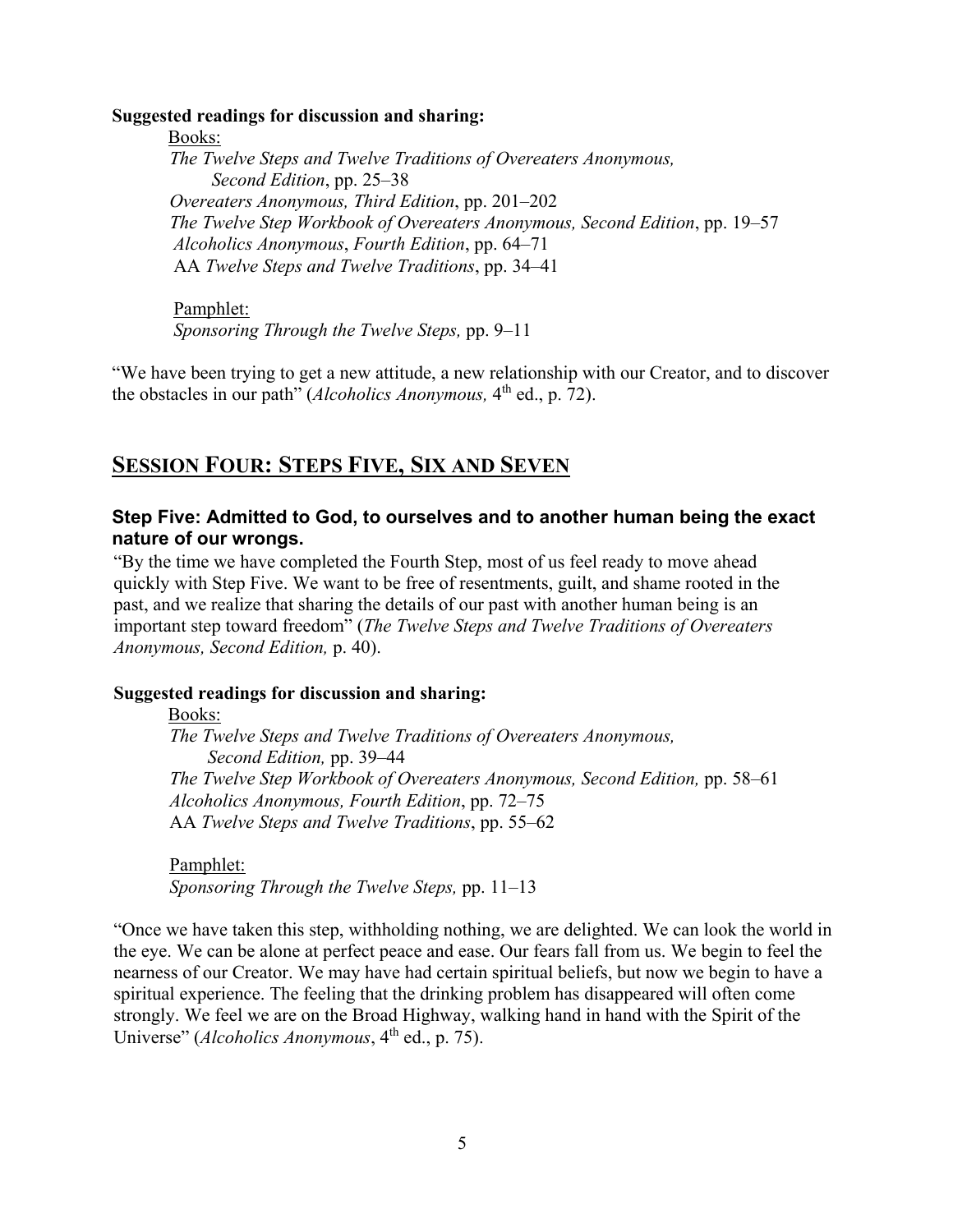**Suggested readings for discussion and sharing:**

Books:

*The Twelve Steps and Twelve Traditions of Overeaters Anonymous, Second Edition*, pp. 25–38
*Overeaters Anonymous, Third Edition*, pp. 201–202
*The Twelve Step Workbook of Overeaters Anonymous, Second Edition*, pp. 19–57
*Alcoholics Anonymous*, *Fourth Edition*, pp. 64–71
AA *Twelve Steps and Twelve Traditions*, pp. 34–41

Pamphlet:

*Sponsoring Through the Twelve Steps,* pp. 9–11

"We have been trying to get a new attitude, a new relationship with our Creator, and to discover the obstacles in our path" (*Alcoholics Anonymous,* 4th ed., p. 72).

## SESSION FOUR: STEPS FIVE, SIX AND SEVEN

### Step Five: Admitted to God, to ourselves and to another human being the exact nature of our wrongs.

"By the time we have completed the Fourth Step, most of us feel ready to move ahead quickly with Step Five. We want to be free of resentments, guilt, and shame rooted in the past, and we realize that sharing the details of our past with another human being is an important step toward freedom" (*The Twelve Steps and Twelve Traditions of Overeaters Anonymous, Second Edition,* p. 40).

**Suggested readings for discussion and sharing:**

Books:

*The Twelve Steps and Twelve Traditions of Overeaters Anonymous, Second Edition,* pp. 39–44
*The Twelve Step Workbook of Overeaters Anonymous, Second Edition,* pp. 58–61
*Alcoholics Anonymous, Fourth Edition*, pp. 72–75
AA *Twelve Steps and Twelve Traditions*, pp. 55–62

Pamphlet:

*Sponsoring Through the Twelve Steps,* pp. 11–13

"Once we have taken this step, withholding nothing, we are delighted. We can look the world in the eye. We can be alone at perfect peace and ease. Our fears fall from us. We begin to feel the nearness of our Creator. We may have had certain spiritual beliefs, but now we begin to have a spiritual experience. The feeling that the drinking problem has disappeared will often come strongly. We feel we are on the Broad Highway, walking hand in hand with the Spirit of the Universe" (*Alcoholics Anonymous*, 4th ed., p. 75).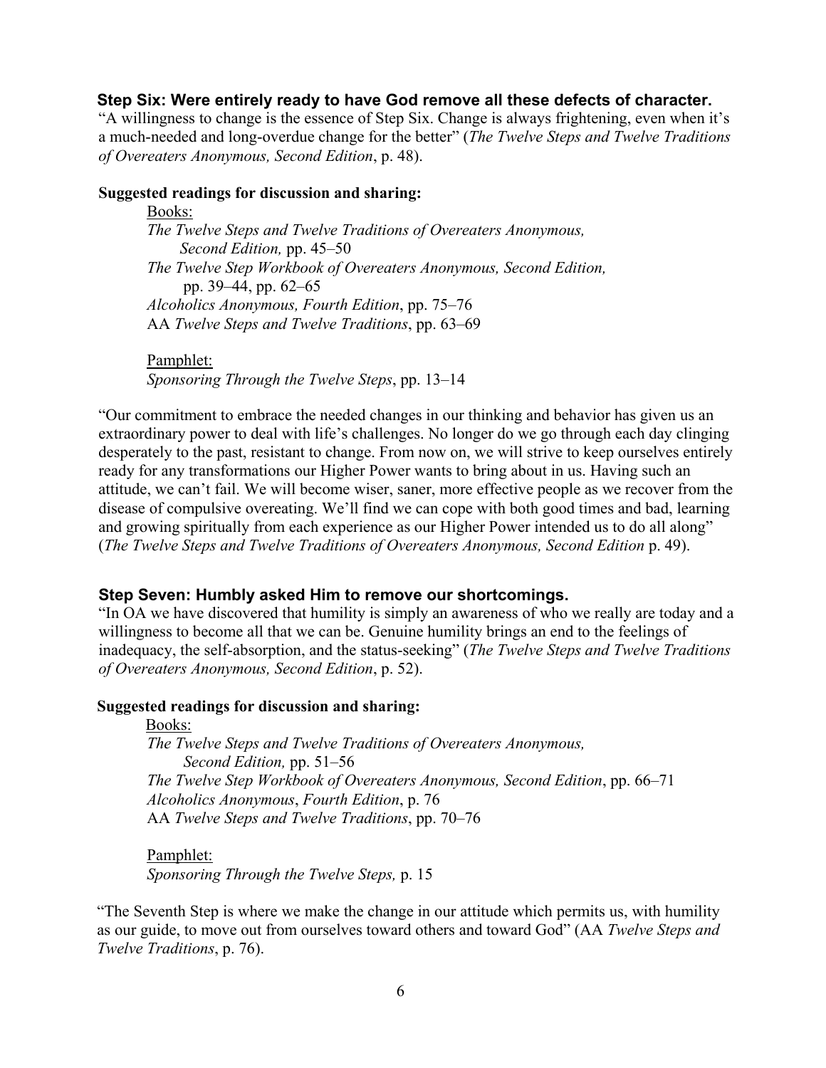### Step Six: Were entirely ready to have God remove all these defects of character.

"A willingness to change is the essence of Step Six. Change is always frightening, even when it's a much-needed and long-overdue change for the better" (*The Twelve Steps and Twelve Traditions of Overeaters Anonymous, Second Edition*, p. 48).

**Suggested readings for discussion and sharing:**

Books:

*The Twelve Steps and Twelve Traditions of Overeaters Anonymous, Second Edition,* pp. 45–50
*The Twelve Step Workbook of Overeaters Anonymous, Second Edition,* pp. 39–44, pp. 62–65
*Alcoholics Anonymous, Fourth Edition*, pp. 75–76
AA *Twelve Steps and Twelve Traditions*, pp. 63–69

Pamphlet:

*Sponsoring Through the Twelve Steps*, pp. 13–14

"Our commitment to embrace the needed changes in our thinking and behavior has given us an extraordinary power to deal with life's challenges. No longer do we go through each day clinging desperately to the past, resistant to change. From now on, we will strive to keep ourselves entirely ready for any transformations our Higher Power wants to bring about in us. Having such an attitude, we can't fail. We will become wiser, saner, more effective people as we recover from the disease of compulsive overeating. We'll find we can cope with both good times and bad, learning and growing spiritually from each experience as our Higher Power intended us to do all along" (*The Twelve Steps and Twelve Traditions of Overeaters Anonymous, Second Edition* p. 49).

### Step Seven: Humbly asked Him to remove our shortcomings.

"In OA we have discovered that humility is simply an awareness of who we really are today and a willingness to become all that we can be. Genuine humility brings an end to the feelings of inadequacy, the self-absorption, and the status-seeking" (*The Twelve Steps and Twelve Traditions of Overeaters Anonymous, Second Edition*, p. 52).

**Suggested readings for discussion and sharing:**

Books:

*The Twelve Steps and Twelve Traditions of Overeaters Anonymous, Second Edition,* pp. 51–56
*The Twelve Step Workbook of Overeaters Anonymous, Second Edition*, pp. 66–71
*Alcoholics Anonymous*, *Fourth Edition*, p. 76
AA *Twelve Steps and Twelve Traditions*, pp. 70–76

Pamphlet:

*Sponsoring Through the Twelve Steps,* p. 15

"The Seventh Step is where we make the change in our attitude which permits us, with humility as our guide, to move out from ourselves toward others and toward God" (AA *Twelve Steps and Twelve Traditions*, p. 76).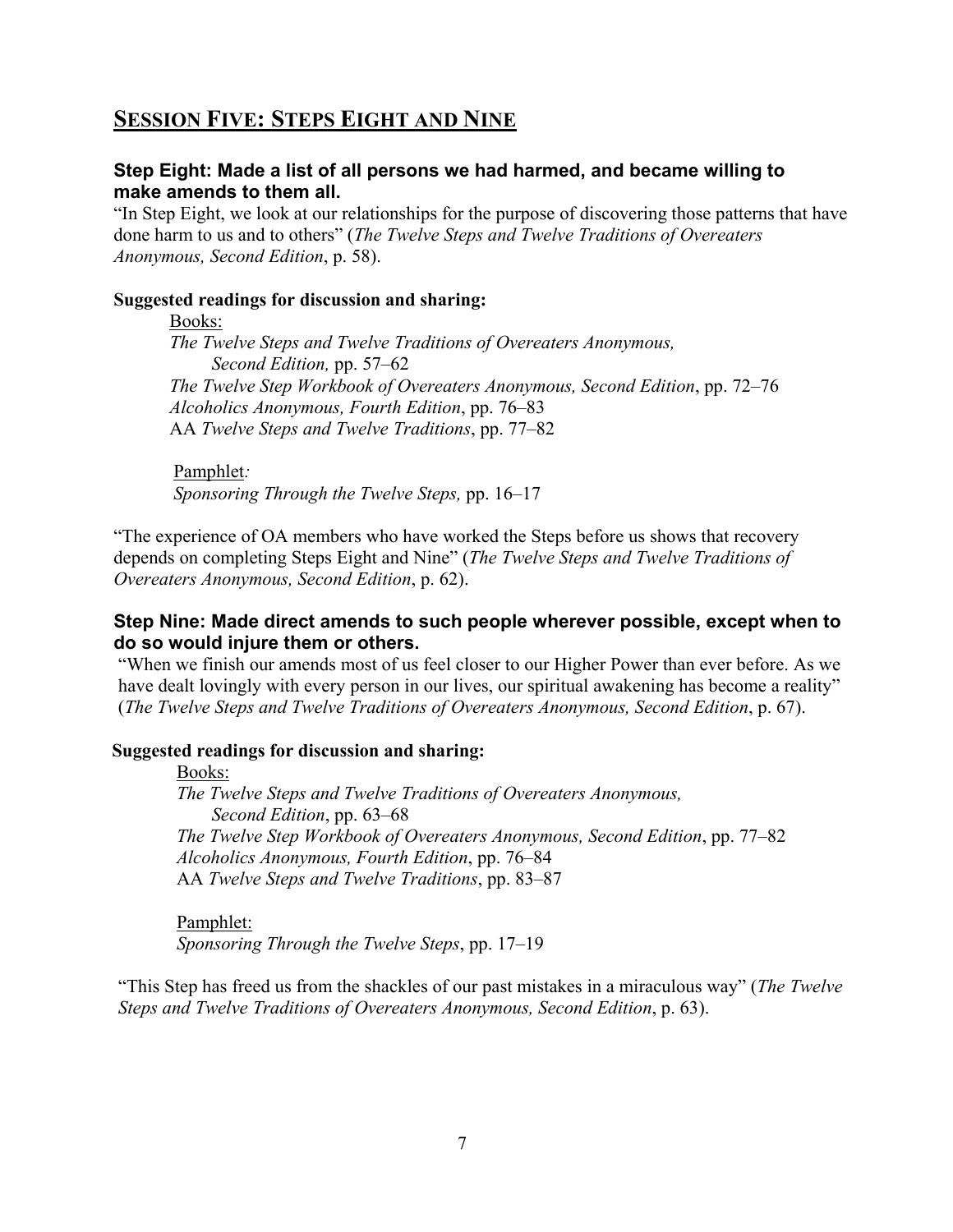## SESSION FIVE: STEPS EIGHT AND NINE

### Step Eight: Made a list of all persons we had harmed, and became willing to make amends to them all.

"In Step Eight, we look at our relationships for the purpose of discovering those patterns that have done harm to us and to others" (*The Twelve Steps and Twelve Traditions of Overeaters Anonymous, Second Edition*, p. 58).

**Suggested readings for discussion and sharing:**

Books:

*The Twelve Steps and Twelve Traditions of Overeaters Anonymous, Second Edition,* pp. 57–62
*The Twelve Step Workbook of Overeaters Anonymous, Second Edition*, pp. 72–76
*Alcoholics Anonymous, Fourth Edition*, pp. 76–83
AA *Twelve Steps and Twelve Traditions*, pp. 77–82

Pamphlet*:*

*Sponsoring Through the Twelve Steps,* pp. 16–17

"The experience of OA members who have worked the Steps before us shows that recovery depends on completing Steps Eight and Nine" (*The Twelve Steps and Twelve Traditions of Overeaters Anonymous, Second Edition*, p. 62).

### Step Nine: Made direct amends to such people wherever possible, except when to do so would injure them or others.

"When we finish our amends most of us feel closer to our Higher Power than ever before. As we have dealt lovingly with every person in our lives, our spiritual awakening has become a reality" (*The Twelve Steps and Twelve Traditions of Overeaters Anonymous, Second Edition*, p. 67).

**Suggested readings for discussion and sharing:**

Books:

*The Twelve Steps and Twelve Traditions of Overeaters Anonymous, Second Edition*, pp. 63–68
*The Twelve Step Workbook of Overeaters Anonymous, Second Edition*, pp. 77–82
*Alcoholics Anonymous, Fourth Edition*, pp. 76–84
AA *Twelve Steps and Twelve Traditions*, pp. 83–87

Pamphlet:

*Sponsoring Through the Twelve Steps*, pp. 17–19

"This Step has freed us from the shackles of our past mistakes in a miraculous way" (*The Twelve Steps and Twelve Traditions of Overeaters Anonymous, Second Edition*, p. 63).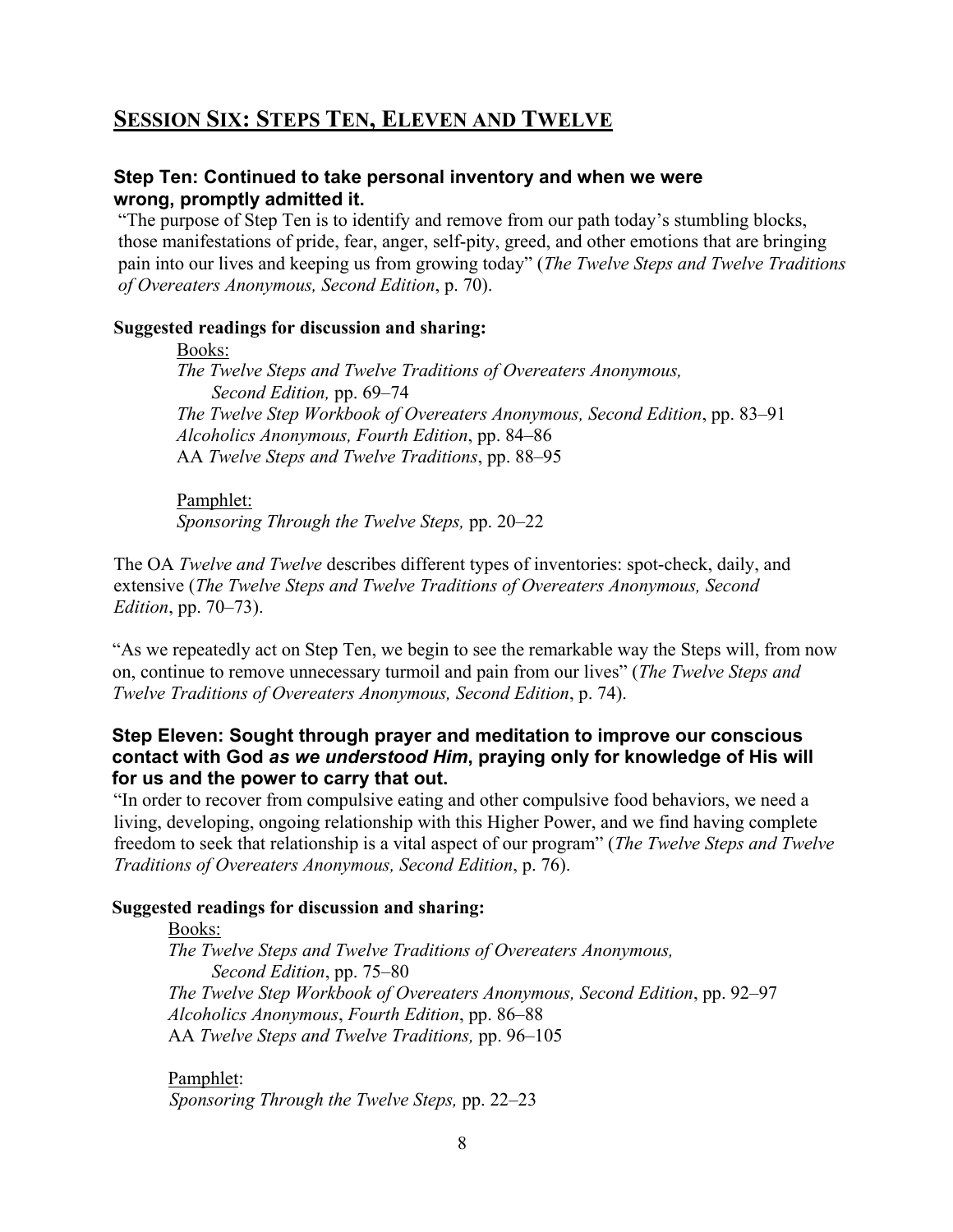## Session Six: Steps Ten, Eleven and Twelve

### Step Ten: Continued to take personal inventory and when we were wrong, promptly admitted it.

"The purpose of Step Ten is to identify and remove from our path today's stumbling blocks, those manifestations of pride, fear, anger, self-pity, greed, and other emotions that are bringing pain into our lives and keeping us from growing today" (*The Twelve Steps and Twelve Traditions of Overeaters Anonymous, Second Edition*, p. 70).

**Suggested readings for discussion and sharing:**

Books:
*The Twelve Steps and Twelve Traditions of Overeaters Anonymous, Second Edition,* pp. 69–74
*The Twelve Step Workbook of Overeaters Anonymous, Second Edition*, pp. 83–91
*Alcoholics Anonymous, Fourth Edition*, pp. 84–86
AA *Twelve Steps and Twelve Traditions*, pp. 88–95

Pamphlet:
*Sponsoring Through the Twelve Steps,* pp. 20–22

The OA *Twelve and Twelve* describes different types of inventories: spot-check, daily, and extensive (*The Twelve Steps and Twelve Traditions of Overeaters Anonymous, Second Edition*, pp. 70–73).

"As we repeatedly act on Step Ten, we begin to see the remarkable way the Steps will, from now on, continue to remove unnecessary turmoil and pain from our lives" (*The Twelve Steps and Twelve Traditions of Overeaters Anonymous, Second Edition*, p. 74).

### Step Eleven: Sought through prayer and meditation to improve our conscious contact with God *as we understood Him*, praying only for knowledge of His will for us and the power to carry that out.

"In order to recover from compulsive eating and other compulsive food behaviors, we need a living, developing, ongoing relationship with this Higher Power, and we find having complete freedom to seek that relationship is a vital aspect of our program" (*The Twelve Steps and Twelve Traditions of Overeaters Anonymous, Second Edition*, p. 76).

**Suggested readings for discussion and sharing:**

Books:
*The Twelve Steps and Twelve Traditions of Overeaters Anonymous, Second Edition*, pp. 75–80
*The Twelve Step Workbook of Overeaters Anonymous, Second Edition*, pp. 92–97
*Alcoholics Anonymous*, *Fourth Edition*, pp. 86–88
AA *Twelve Steps and Twelve Traditions,* pp. 96–105

Pamphlet:
*Sponsoring Through the Twelve Steps,* pp. 22–23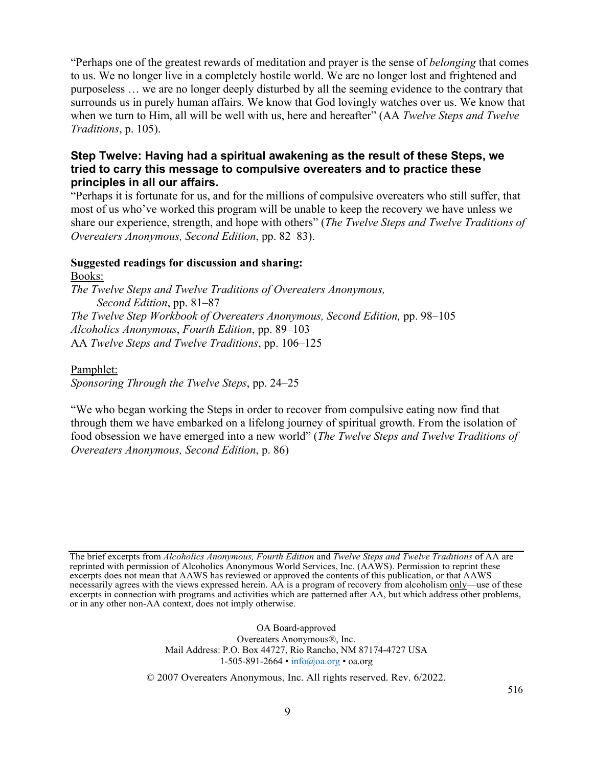"Perhaps one of the greatest rewards of meditation and prayer is the sense of *belonging* that comes to us. We no longer live in a completely hostile world. We are no longer lost and frightened and purposeless … we are no longer deeply disturbed by all the seeming evidence to the contrary that surrounds us in purely human affairs. We know that God lovingly watches over us. We know that when we turn to Him, all will be well with us, here and hereafter" (AA *Twelve Steps and Twelve Traditions*, p. 105).

### Step Twelve: Having had a spiritual awakening as the result of these Steps, we tried to carry this message to compulsive overeaters and to practice these principles in all our affairs.

"Perhaps it is fortunate for us, and for the millions of compulsive overeaters who still suffer, that most of us who've worked this program will be unable to keep the recovery we have unless we share our experience, strength, and hope with others" (*The Twelve Steps and Twelve Traditions of Overeaters Anonymous, Second Edition*, pp. 82–83).

**Suggested readings for discussion and sharing:**

<u>Books:</u>

*The Twelve Steps and Twelve Traditions of Overeaters Anonymous, Second Edition*, pp. 81–87
*The Twelve Step Workbook of Overeaters Anonymous, Second Edition,* pp. 98–105
*Alcoholics Anonymous*, *Fourth Edition*, pp. 89–103
AA *Twelve Steps and Twelve Traditions*, pp. 106–125

<u>Pamphlet:</u>

*Sponsoring Through the Twelve Steps*, pp. 24–25

"We who began working the Steps in order to recover from compulsive eating now find that through them we have embarked on a lifelong journey of spiritual growth. From the isolation of food obsession we have emerged into a new world" (*The Twelve Steps and Twelve Traditions of Overeaters Anonymous, Second Edition*, p. 86)

---

The brief excerpts from *Alcoholics Anonymous, Fourth Edition* and *Twelve Steps and Twelve Traditions* of AA are reprinted with permission of Alcoholics Anonymous World Services, Inc. (AAWS). Permission to reprint these excerpts does not mean that AAWS has reviewed or approved the contents of this publication, or that AAWS necessarily agrees with the views expressed herein. AA is a program of recovery from alcoholism <u>only</u>—use of these excerpts in connection with programs and activities which are patterned after AA, but which address other problems, or in any other non-AA context, does not imply otherwise.

OA Board-approved
Overeaters Anonymous®, Inc.
Mail Address: P.O. Box 44727, Rio Rancho, NM 87174-4727 USA
1-505-891-2664 • info@oa.org • oa.org

© 2007 Overeaters Anonymous, Inc. All rights reserved. Rev. 6/2022.

516